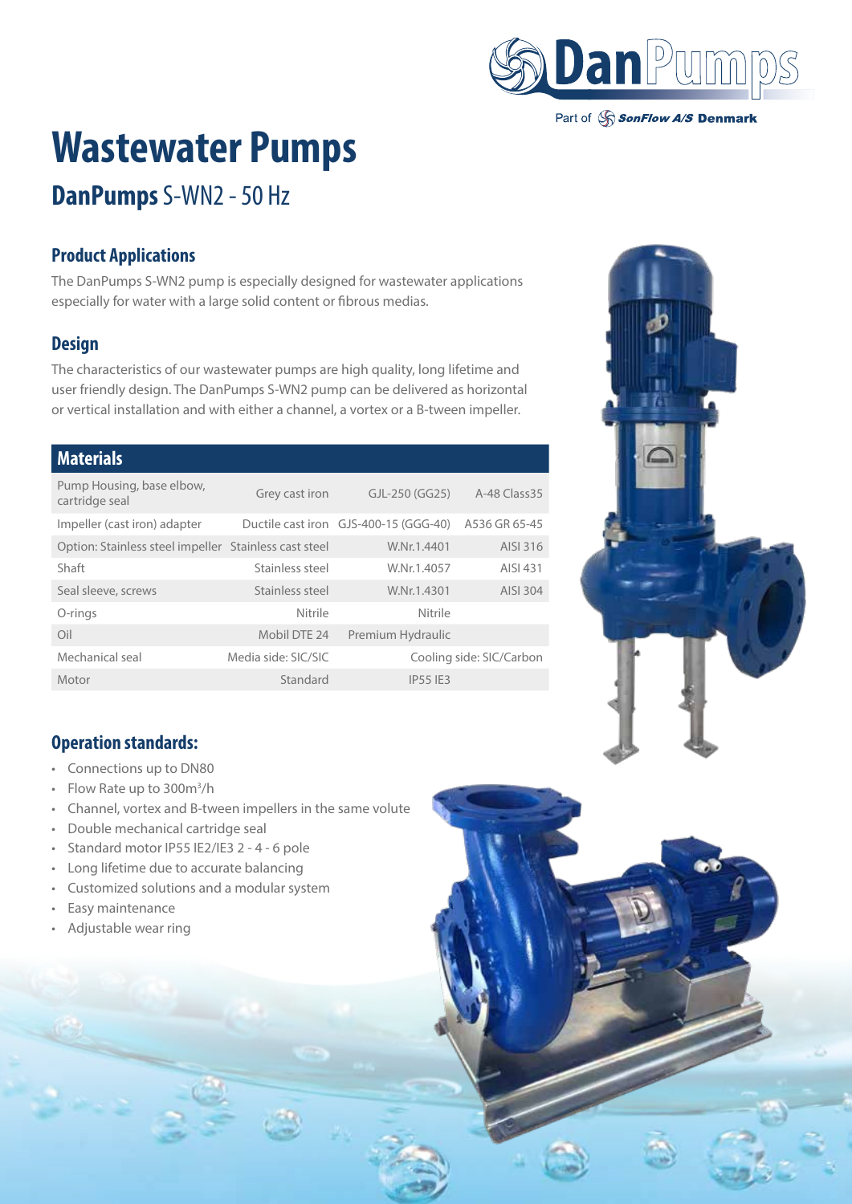# Wastewater Pumps

## DanPumps S-WN2 - 50 Hz

### Product Applications

The DanPumps S-WN2 pump is especially designed for wastewater applications especially for water with a large solid content or fibrous medias.

### Design

The characteristics of our wastewater pumps are high quality, long lifetime and user friendly design. The DanPumps S-WN2 pump can be delivered as horizontal or vertical installation and with either a channel, a vortex or a B-tween impeller.

| Materials | | | |
|---|---|---|---|
| Pump Housing, base elbow, cartridge seal | Grey cast iron | GJL-250 (GG25) | A-48 Class35 |
| Impeller (cast iron) adapter | Ductile cast iron | GJS-400-15 (GGG-40) | A536 GR 65-45 |
| Option: Stainless steel impeller | Stainless cast steel | W.Nr.1.4401 | AISI 316 |
| Shaft | Stainless steel | W.Nr.1.4057 | AISI 431 |
| Seal sleeve, screws | Stainless steel | W.Nr.1.4301 | AISI 304 |
| O-rings | Nitrile | Nitrile | |
| Oil | Mobil DTE 24 | Premium Hydraulic | |
| Mechanical seal | Media side: SIC/SIC | Cooling side: SIC/Carbon | |
| Motor | Standard | IP55 IE3 | |

### Operation standards:

- Connections up to DN80
- Flow Rate up to 300m³/h
- Channel, vortex and B-tween impellers in the same volute
- Double mechanical cartridge seal
- Standard motor IP55 IE2/IE3 2 - 4 - 6 pole
- Long lifetime due to accurate balancing
- Customized solutions and a modular system
- Easy maintenance
- Adjustable wear ring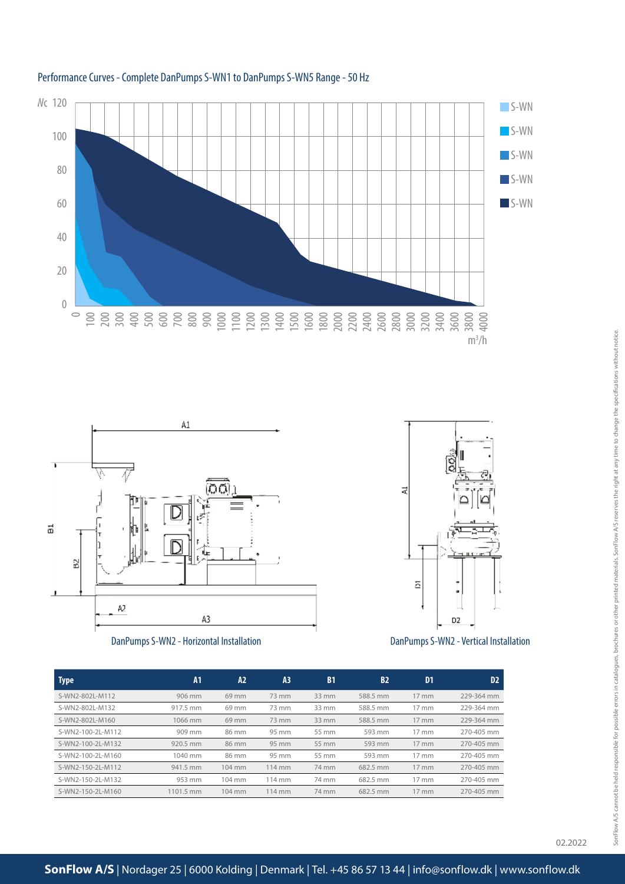## Performance Curves - Complete DanPumps S-WN1 to DanPumps S-WN5 Range - 50 Hz

Mc 120
100
80
60
40
20
0

0 100 200 300 400 500 600 700 800 900 1000 1100 1200 1300 1400 1500 1600 1800 2000 2200 2400 2600 2800 3000 3200 3400 3600 3800 4000

$m^3/h$

S-WN
S-WN
S-WN
S-WN
S-WN

A1
B1
B2
A2
A3

DanPumps S-WN2 - Horizontal Installation

A1
D1
D2

DanPumps S-WN2 - Vertical Installation

| Type | A1 | A2 | A3 | B1 | B2 | D1 | D2 |
|---|---|---|---|---|---|---|---|
| S-WN2-802L-M112 | 906 mm | 69 mm | 73 mm | 33 mm | 588.5 mm | 17 mm | 229-364 mm |
| S-WN2-802L-M132 | 917.5 mm | 69 mm | 73 mm | 33 mm | 588.5 mm | 17 mm | 229-364 mm |
| S-WN2-802L-M160 | 1066 mm | 69 mm | 73 mm | 33 mm | 588.5 mm | 17 mm | 229-364 mm |
| S-WN2-100-2L-M112 | 909 mm | 86 mm | 95 mm | 55 mm | 593 mm | 17 mm | 270-405 mm |
| S-WN2-100-2L-M132 | 920.5 mm | 86 mm | 95 mm | 55 mm | 593 mm | 17 mm | 270-405 mm |
| S-WN2-100-2L-M160 | 1040 mm | 86 mm | 95 mm | 55 mm | 593 mm | 17 mm | 270-405 mm |
| S-WN2-150-2L-M112 | 941.5 mm | 104 mm | 114 mm | 74 mm | 682.5 mm | 17 mm | 270-405 mm |
| S-WN2-150-2L-M132 | 953 mm | 104 mm | 114 mm | 74 mm | 682.5 mm | 17 mm | 270-405 mm |
| S-WN2-150-2L-M160 | 1101.5 mm | 104 mm | 114 mm | 74 mm | 682.5 mm | 17 mm | 270-405 mm |

02.2022

SonFlow A/S cannot be held responsible for possible errors in catalogues, brochures or other printed materials. SonFlow A/S reserves the right at any time to change the specifications without notice.

**SonFlow A/S** | Nordager 25 | 6000 Kolding | Denmark | Tel. +45 86 57 13 44 | info@sonflow.dk | www.sonflow.dk